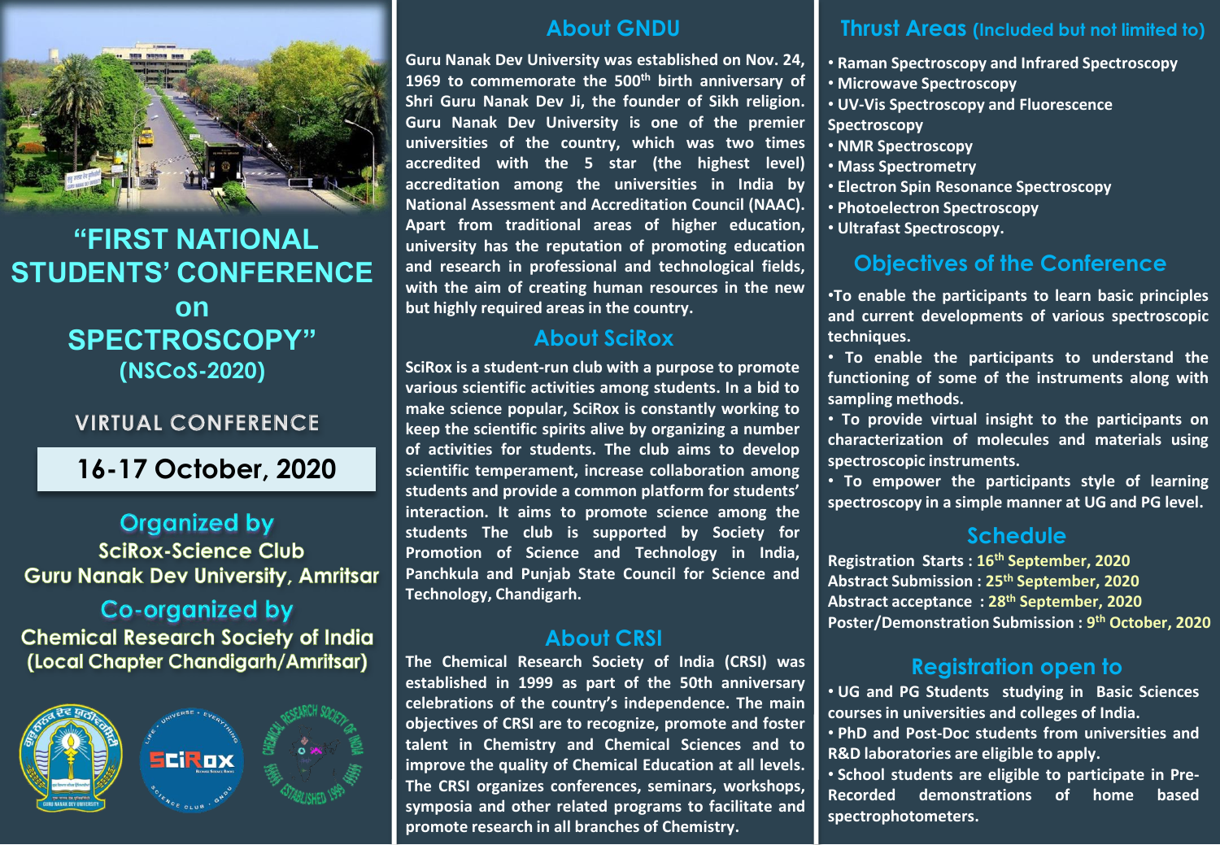# "FIRST NATIONAL STUDENTS' CONFERENCE on SPECTROSCOPY"

## (NSCoS-2020)

VIRTUAL CONFERENCE

**16-17 October, 2020**

## Organized by

SciRox-Science Club
Guru Nanak Dev University, Amritsar

## Co-organized by

Chemical Research Society of India
(Local Chapter Chandigarh/Amritsar)

## About GNDU

Guru Nanak Dev University was established on Nov. 24, 1969 to commemorate the 500th birth anniversary of Shri Guru Nanak Dev Ji, the founder of Sikh religion. Guru Nanak Dev University is one of the premier universities of the country, which was two times accredited with the 5 star (the highest level) accreditation among the universities in India by National Assessment and Accreditation Council (NAAC). Apart from traditional areas of higher education, university has the reputation of promoting education and research in professional and technological fields, with the aim of creating human resources in the new but highly required areas in the country.

## About SciRox

SciRox is a student-run club with a purpose to promote various scientific activities among students. In a bid to make science popular, SciRox is constantly working to keep the scientific spirits alive by organizing a number of activities for students. The club aims to develop scientific temperament, increase collaboration among students and provide a common platform for students' interaction. It aims to promote science among the students The club is supported by Society for Promotion of Science and Technology in India, Panchkula and Punjab State Council for Science and Technology, Chandigarh.

## About CRSI

The Chemical Research Society of India (CRSI) was established in 1999 as part of the 50th anniversary celebrations of the country's independence. The main objectives of CRSI are to recognize, promote and foster talent in Chemistry and Chemical Sciences and to improve the quality of Chemical Education at all levels. The CRSI organizes conferences, seminars, workshops, symposia and other related programs to facilitate and promote research in all branches of Chemistry.

## Thrust Areas (Included but not limited to)

- Raman Spectroscopy and Infrared Spectroscopy
- Microwave Spectroscopy
- UV-Vis Spectroscopy and Fluorescence Spectroscopy
- NMR Spectroscopy
- Mass Spectrometry
- Electron Spin Resonance Spectroscopy
- Photoelectron Spectroscopy
- Ultrafast Spectroscopy.

## Objectives of the Conference

- To enable the participants to learn basic principles and current developments of various spectroscopic techniques.
- To enable the participants to understand the functioning of some of the instruments along with sampling methods.
- To provide virtual insight to the participants on characterization of molecules and materials using spectroscopic instruments.
- To empower the participants style of learning spectroscopy in a simple manner at UG and PG level.

## Schedule

Registration Starts : 16th September, 2020
Abstract Submission : 25th September, 2020
Abstract acceptance : 28th September, 2020
Poster/Demonstration Submission : 9th October, 2020

## Registration open to

- UG and PG Students studying in Basic Sciences courses in universities and colleges of India.
- PhD and Post-Doc students from universities and R&D laboratories are eligible to apply.
- School students are eligible to participate in Pre-Recorded demonstrations of home based spectrophotometers.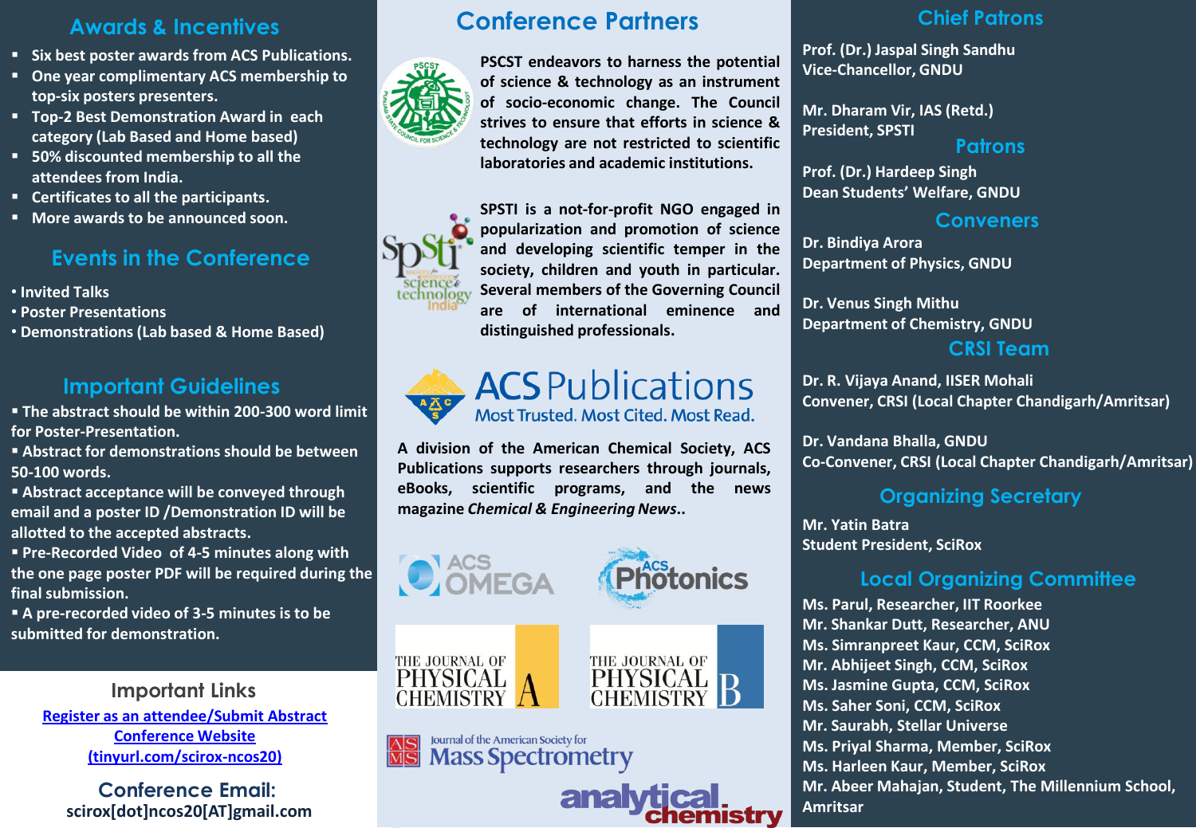## Awards & Incentives

- Six best poster awards from ACS Publications.
- One year complimentary ACS membership to top-six posters presenters.
- Top-2 Best Demonstration Award in each category (Lab Based and Home based)
- 50% discounted membership to all the attendees from India.
- Certificates to all the participants.
- More awards to be announced soon.

## Events in the Conference

- Invited Talks
- Poster Presentations
- Demonstrations (Lab based & Home Based)

## Important Guidelines

- The abstract should be within 200-300 word limit for Poster-Presentation.
- Abstract for demonstrations should be between 50-100 words.
- Abstract acceptance will be conveyed through email and a poster ID /Demonstration ID will be allotted to the accepted abstracts.
- Pre-Recorded Video of 4-5 minutes along with the one page poster PDF will be required during the final submission.
- A pre-recorded video of 3-5 minutes is to be submitted for demonstration.

## Important Links

Register as an attendee/Submit Abstract

Conference Website

(tinyurl.com/scirox-ncos20)

### Conference Email:

scirox[dot]ncos20[AT]gmail.com

## Conference Partners

PSCST endeavors to harness the potential of science & technology as an instrument of socio-economic change. The Council strives to ensure that efforts in science & technology are not restricted to scientific laboratories and academic institutions.

SPSTI is a not-for-profit NGO engaged in popularization and promotion of science and developing scientific temper in the society, children and youth in particular. Several members of the Governing Council are of international eminence and distinguished professionals.

ACS Publications

Most Trusted. Most Cited. Most Read.

A division of the American Chemical Society, ACS Publications supports researchers through journals, eBooks, scientific programs, and the news magazine *Chemical & Engineering News*..

ACS OMEGA

ACS Photonics

THE JOURNAL OF PHYSICAL CHEMISTRY A

THE JOURNAL OF PHYSICAL CHEMISTRY B

Journal of the American Society for Mass Spectrometry

analytical chemistry

## Chief Patrons

Prof. (Dr.) Jaspal Singh Sandhu
Vice-Chancellor, GNDU

Mr. Dharam Vir, IAS (Retd.)
President, SPSTI

## Patrons

Prof. (Dr.) Hardeep Singh
Dean Students' Welfare, GNDU

## Conveners

Dr. Bindiya Arora
Department of Physics, GNDU

Dr. Venus Singh Mithu
Department of Chemistry, GNDU

## CRSI Team

Dr. R. Vijaya Anand, IISER Mohali
Convener, CRSI (Local Chapter Chandigarh/Amritsar)

Dr. Vandana Bhalla, GNDU
Co-Convener, CRSI (Local Chapter Chandigarh/Amritsar)

## Organizing Secretary

Mr. Yatin Batra
Student President, SciRox

## Local Organizing Committee

Ms. Parul, Researcher, IIT Roorkee
Mr. Shankar Dutt, Researcher, ANU
Ms. Simranpreet Kaur, CCM, SciRox
Mr. Abhijeet Singh, CCM, SciRox
Ms. Jasmine Gupta, CCM, SciRox
Ms. Saher Soni, CCM, SciRox
Mr. Saurabh, Stellar Universe
Ms. Priyal Sharma, Member, SciRox
Ms. Harleen Kaur, Member, SciRox
Mr. Abeer Mahajan, Student, The Millennium School, Amritsar